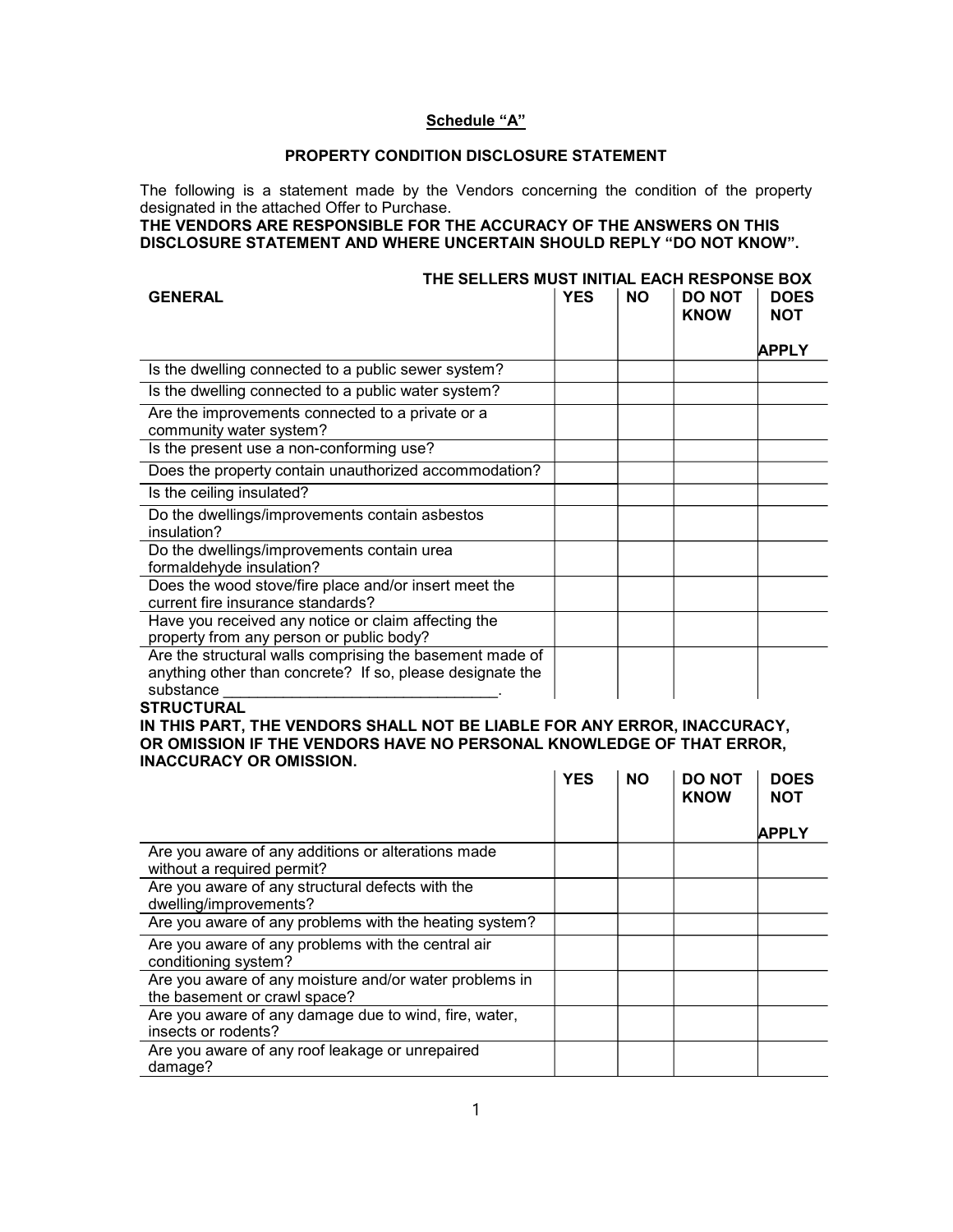## Schedule "A"

### PROPERTY CONDITION DISCLOSURE STATEMENT

The following is a statement made by the Vendors concerning the condition of the property designated in the attached Offer to Purchase.

**THE VENDORS ARE RESPONSIBLE FOR THE ACCURACY OF THE ANSWERS ON THIS DISCLOSURE STATEMENT AND WHERE UNCERTAIN SHOULD REPLY "DO NOT KNOW".**

**THE SELLERS MUST INITIAL EACH RESPONSE BOX**

| GENERAL | YES | NO | DO NOT KNOW | DOES NOT APPLY |
|---|---|---|---|---|
| Is the dwelling connected to a public sewer system? | | | | |
| Is the dwelling connected to a public water system? | | | | |
| Are the improvements connected to a private or a community water system? | | | | |
| Is the present use a non-conforming use? | | | | |
| Does the property contain unauthorized accommodation? | | | | |
| Is the ceiling insulated? | | | | |
| Do the dwellings/improvements contain asbestos insulation? | | | | |
| Do the dwellings/improvements contain urea formaldehyde insulation? | | | | |
| Does the wood stove/fire place and/or insert meet the current fire insurance standards? | | | | |
| Have you received any notice or claim affecting the property from any person or public body? | | | | |
| Are the structural walls comprising the basement made of anything other than concrete? If so, please designate the substance \_\_\_\_\_\_\_\_\_\_\_\_\_\_\_\_\_\_\_\_\_\_\_\_\_\_\_\_\_\_\_\_. | | | | |

**STRUCTURAL**

**IN THIS PART, THE VENDORS SHALL NOT BE LIABLE FOR ANY ERROR, INACCURACY, OR OMISSION IF THE VENDORS HAVE NO PERSONAL KNOWLEDGE OF THAT ERROR, INACCURACY OR OMISSION.**

| | YES | NO | DO NOT KNOW | DOES NOT APPLY |
|---|---|---|---|---|
| Are you aware of any additions or alterations made without a required permit? | | | | |
| Are you aware of any structural defects with the dwelling/improvements? | | | | |
| Are you aware of any problems with the heating system? | | | | |
| Are you aware of any problems with the central air conditioning system? | | | | |
| Are you aware of any moisture and/or water problems in the basement or crawl space? | | | | |
| Are you aware of any damage due to wind, fire, water, insects or rodents? | | | | |
| Are you aware of any roof leakage or unrepaired damage? | | | | |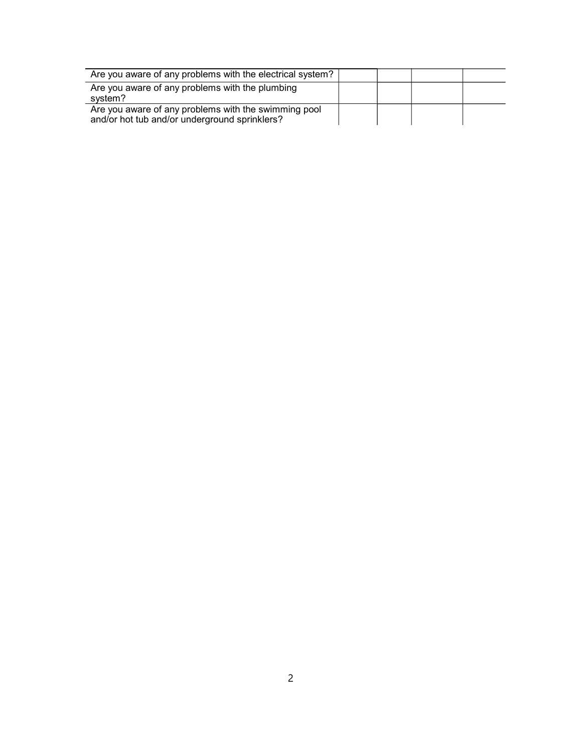| | | | | |
|---|---|---|---|---|
| Are you aware of any problems with the electrical system? | | | | |
| Are you aware of any problems with the plumbing system? | | | | |
| Are you aware of any problems with the swimming pool and/or hot tub and/or underground sprinklers? | | | | |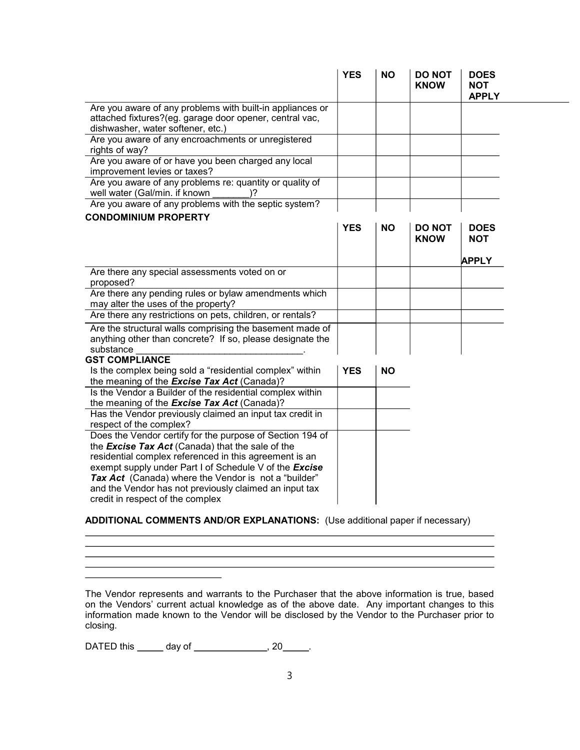| | YES | NO | DO NOT KNOW | DOES NOT APPLY |
|---|---|---|---|---|
| Are you aware of any problems with built-in appliances or attached fixtures?(eg. garage door opener, central vac, dishwasher, water softener, etc.) | | | | |
| Are you aware of any encroachments or unregistered rights of way? | | | | |
| Are you aware of or have you been charged any local improvement levies or taxes? | | | | |
| Are you aware of any problems re: quantity or quality of well water (Gal/min. if known _______)? | | | | |
| Are you aware of any problems with the septic system? | | | | |

**CONDOMINIUM PROPERTY**

| | YES | NO | DO NOT KNOW | DOES NOT APPLY |
|---|---|---|---|---|
| Are there any special assessments voted on or proposed? | | | | |
| Are there any pending rules or bylaw amendments which may alter the uses of the property? | | | | |
| Are there any restrictions on pets, children, or rentals? | | | | |
| Are the structural walls comprising the basement made of anything other than concrete? If so, please designate the substance ________________________________. | | | | |

**GST COMPLIANCE**

| | YES | NO |
|---|---|---|
| Is the complex being sold a "residential complex" within the meaning of the ***Excise Tax Act*** (Canada)? | | |
| Is the Vendor a Builder of the residential complex within the meaning of the ***Excise Tax Act*** (Canada)? | | |
| Has the Vendor previously claimed an input tax credit in respect of the complex? | | |
| Does the Vendor certify for the purpose of Section 194 of the ***Excise Tax Act*** (Canada) that the sale of the residential complex referenced in this agreement is an exempt supply under Part I of Schedule V of the ***Excise Tax Act*** (Canada) where the Vendor is not a "builder" and the Vendor has not previously claimed an input tax credit in respect of the complex | | |

**ADDITIONAL COMMENTS AND/OR EXPLANATIONS:** (Use additional paper if necessary)

_____________________________________________________________________________
_____________________________________________________________________________
_____________________________________________________________________________
_____________________________________________________________________________
__________________________

The Vendor represents and warrants to the Purchaser that the above information is true, based on the Vendors' current actual knowledge as of the above date. Any important changes to this information made known to the Vendor will be disclosed by the Vendor to the Purchaser prior to closing.

DATED this _____ day of ______________, 20_____.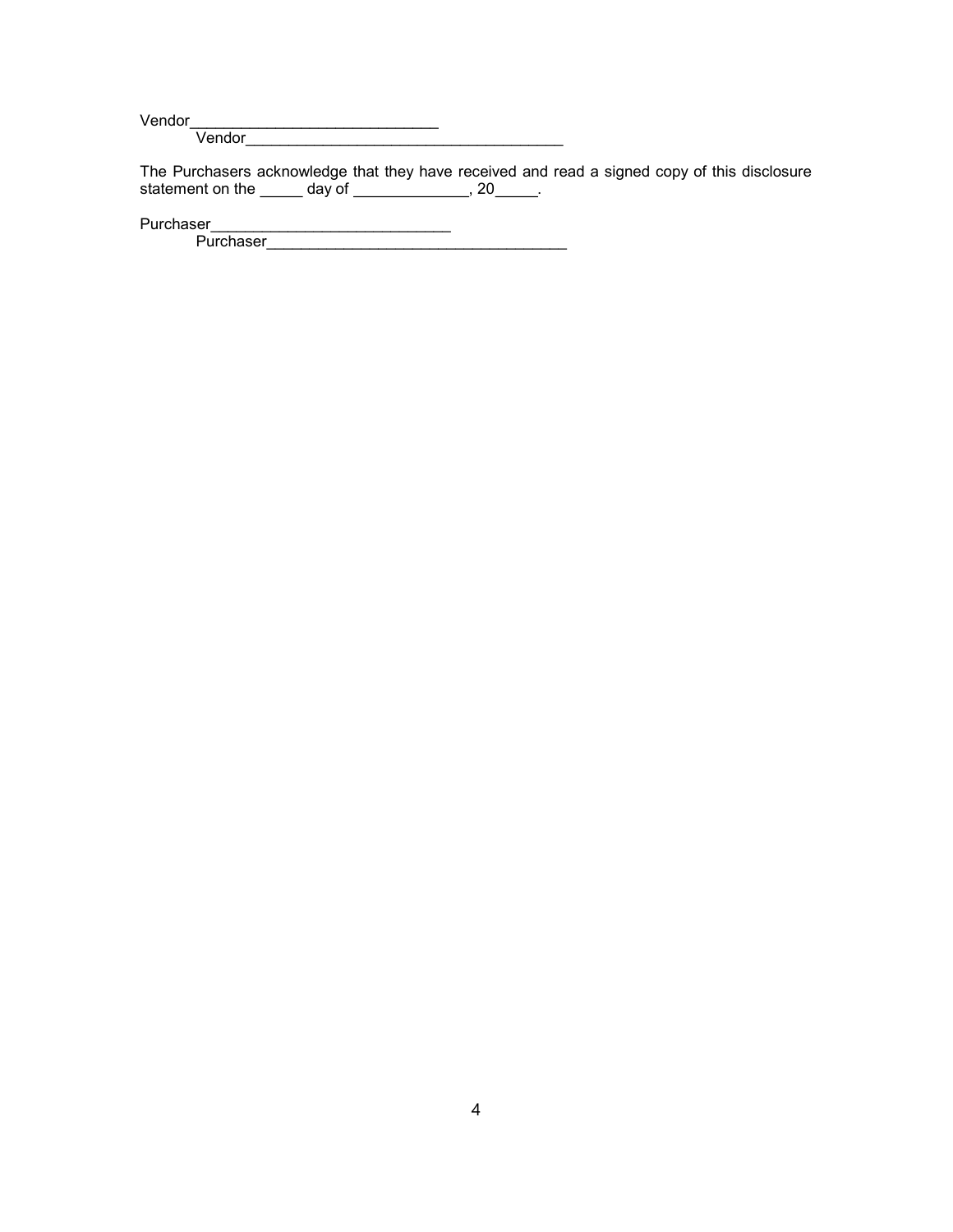Vendor____________________________

Vendor______________________________________

The Purchasers acknowledge that they have received and read a signed copy of this disclosure statement on the _____ day of _____________, 20_____.

Purchaser___________________________

Purchaser___________________________________